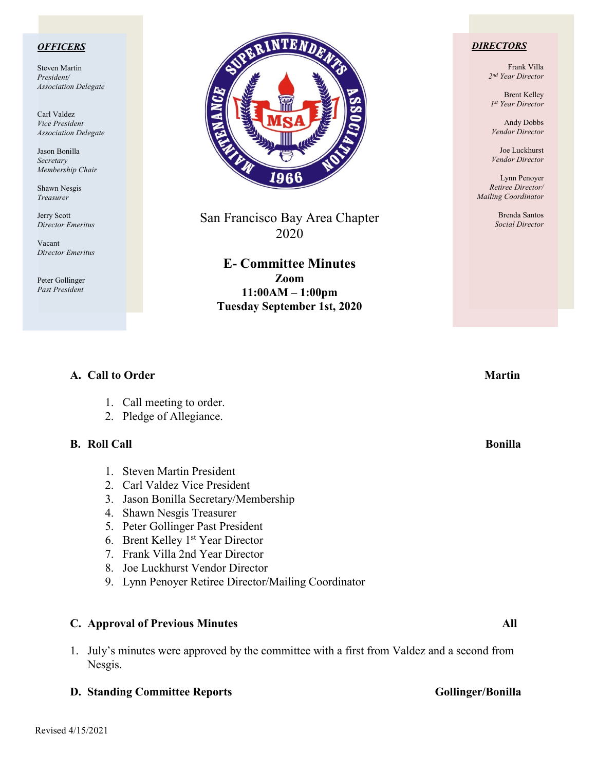***OFFICERS***

Steven Martin
*President/ Association Delegate*

Carl Valdez
*Vice President Association Delegate*

Jason Bonilla
*Secretary Membership Chair*

Shawn Nesgis
*Treasurer*

Jerry Scott
*Director Emeritus*

Vacant
*Director Emeritus*

Peter Gollinger
*Past President*

***DIRECTORS***

Frank Villa
*2nd Year Director*

Brent Kelley
*1st Year Director*

Andy Dobbs
*Vendor Director*

Joe Luckhurst
*Vendor Director*

Lynn Penoyer
*Retiree Director/ Mailing Coordinator*

Brenda Santos
*Social Director*

San Francisco Bay Area Chapter
2020

**E- Committee Minutes**
**Zoom**
**11:00AM – 1:00pm**
**Tuesday September 1st, 2020**

### A. Call to Order — Martin

1. Call meeting to order.
2. Pledge of Allegiance.

### B. Roll Call — Bonilla

1. Steven Martin President
2. Carl Valdez Vice President
3. Jason Bonilla Secretary/Membership
4. Shawn Nesgis Treasurer
5. Peter Gollinger Past President
6. Brent Kelley 1st Year Director
7. Frank Villa 2nd Year Director
8. Joe Luckhurst Vendor Director
9. Lynn Penoyer Retiree Director/Mailing Coordinator

### C. Approval of Previous Minutes — All

1. July's minutes were approved by the committee with a first from Valdez and a second from Nesgis.

### D. Standing Committee Reports — Gollinger/Bonilla

Revised 4/15/2021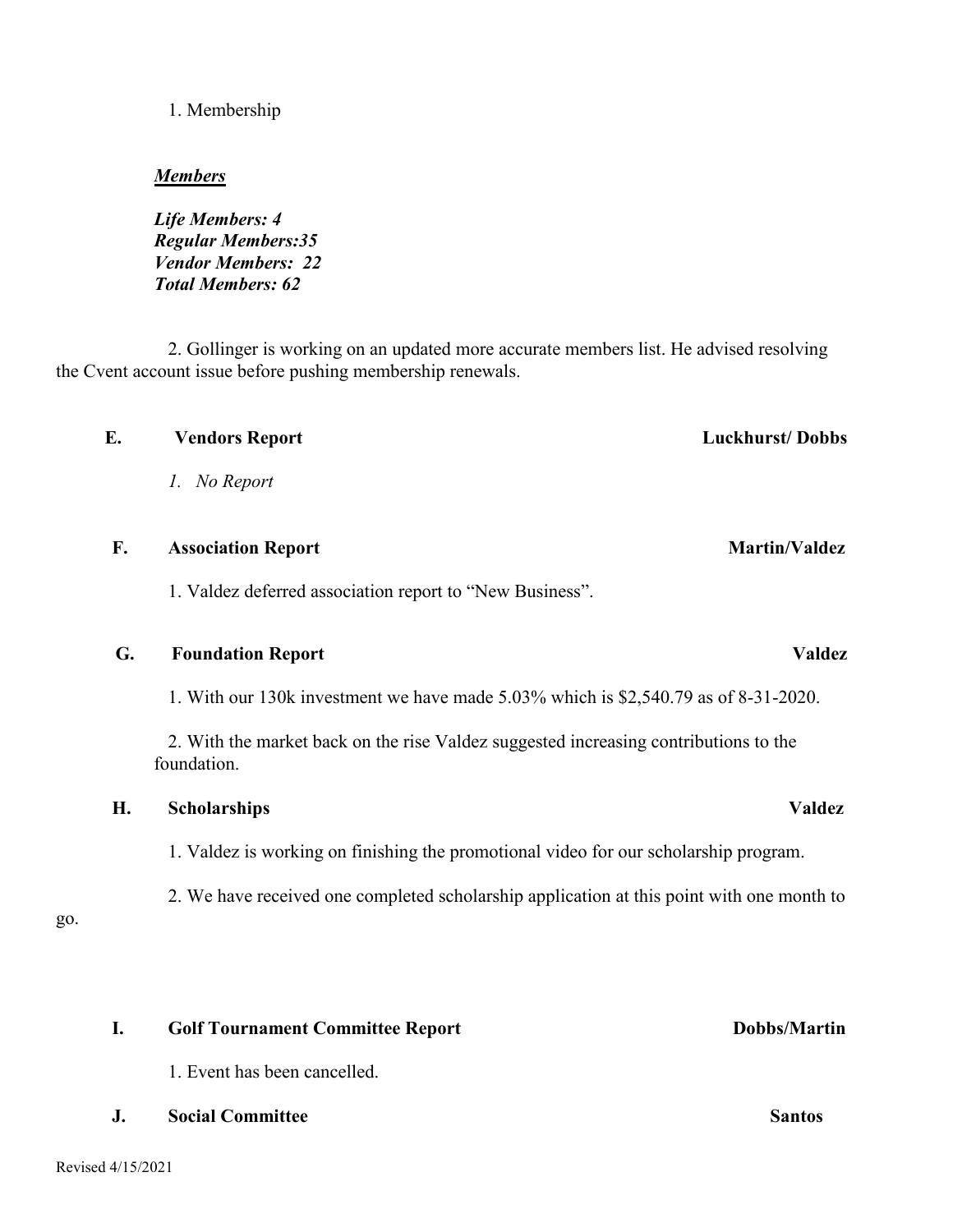1. Membership

***Members***

***Life Members: 4***
***Regular Members:35***
***Vendor Members: 22***
***Total Members: 62***

2. Gollinger is working on an updated more accurate members list. He advised resolving the Cvent account issue before pushing membership renewals.

**E. Vendors Report** **Luckhurst/ Dobbs**

*1. No Report*

**F. Association Report** **Martin/Valdez**

1. Valdez deferred association report to "New Business".

**G. Foundation Report** **Valdez**

1. With our 130k investment we have made 5.03% which is $2,540.79 as of 8-31-2020.

2. With the market back on the rise Valdez suggested increasing contributions to the foundation.

**H. Scholarships** **Valdez**

1. Valdez is working on finishing the promotional video for our scholarship program.

2. We have received one completed scholarship application at this point with one month to go.

**I. Golf Tournament Committee Report** **Dobbs/Martin**

1. Event has been cancelled.

**J. Social Committee** **Santos**

Revised 4/15/2021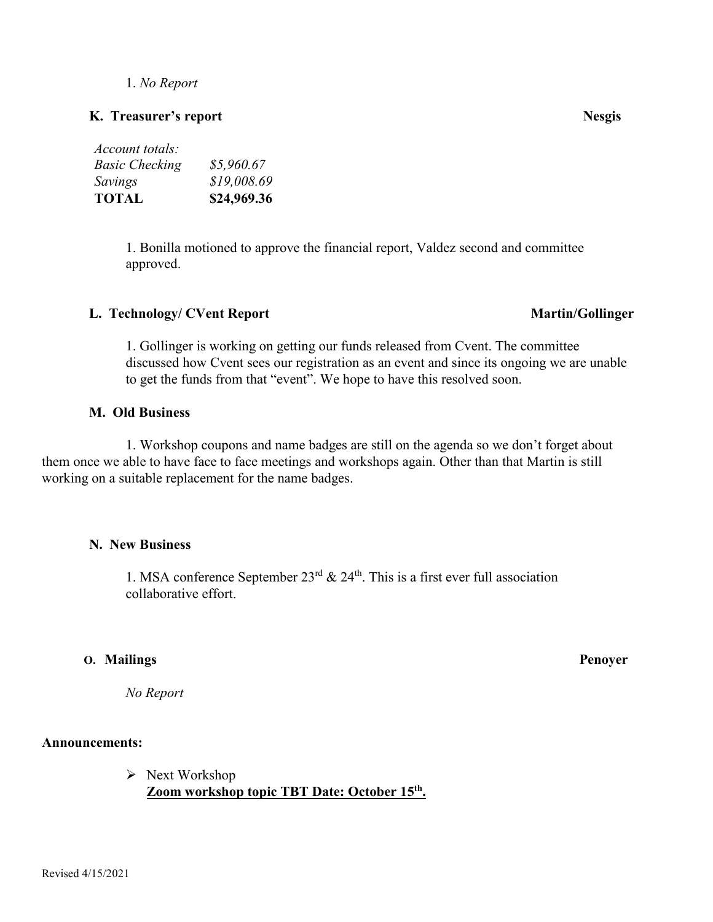1. *No Report*

### K. Treasurer's report **Nesgis**

| | |
|---|---|
| *Account totals:* | |
| *Basic Checking* | *$5,960.67* |
| *Savings* | *$19,008.69* |
| **TOTAL** | **$24,969.36** |

1. Bonilla motioned to approve the financial report, Valdez second and committee approved.

### L. Technology/ CVent Report **Martin/Gollinger**

1. Gollinger is working on getting our funds released from Cvent. The committee discussed how Cvent sees our registration as an event and since its ongoing we are unable to get the funds from that "event". We hope to have this resolved soon.

### M. Old Business

1. Workshop coupons and name badges are still on the agenda so we don't forget about them once we able to have face to face meetings and workshops again. Other than that Martin is still working on a suitable replacement for the name badges.

### N. New Business

1. MSA conference September 23rd & 24th. This is a first ever full association collaborative effort.

### O. Mailings **Penoyer**

*No Report*

**Announcements:**

- Next Workshop
  **Zoom workshop topic TBT Date: October 15th.**

Revised 4/15/2021